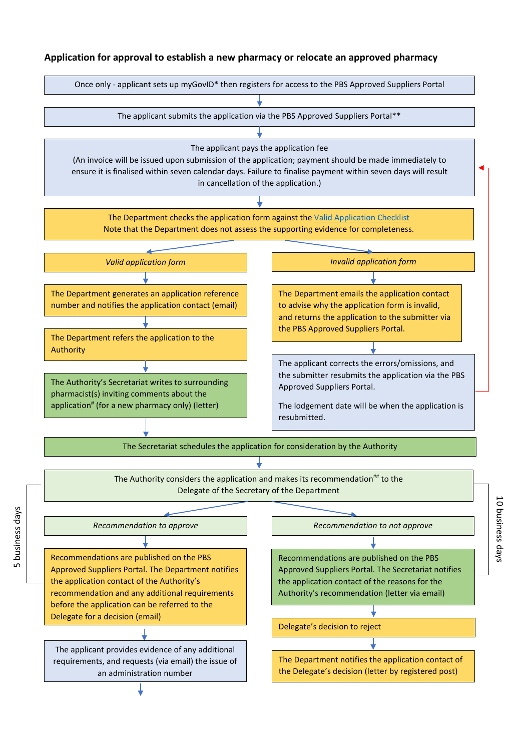## Application for approval to establish a new pharmacy or relocate an approved pharmacy

Once only - applicant sets up myGovID* then registers for access to the PBS Approved Suppliers Portal

The applicant submits the application via the PBS Approved Suppliers Portal**

The applicant pays the application fee
(An invoice will be issued upon submission of the application; payment should be made immediately to ensure it is finalised within seven calendar days. Failure to finalise payment within seven days will result in cancellation of the application.)

The Department checks the application form against the Valid Application Checklist
Note that the Department does not assess the supporting evidence for completeness.

*Valid application form*

The Department generates an application reference number and notifies the application contact (email)

The Department refers the application to the Authority

The Authority's Secretariat writes to surrounding pharmacist(s) inviting comments about the application# (for a new pharmacy only) (letter)

*Invalid application form*

The Department emails the application contact to advise why the application form is invalid, and returns the application to the submitter via the PBS Approved Suppliers Portal.

The applicant corrects the errors/omissions, and the submitter resubmits the application via the PBS Approved Suppliers Portal.

The lodgement date will be when the application is resubmitted.

The Secretariat schedules the application for consideration by the Authority

The Authority considers the application and makes its recommendation## to the Delegate of the Secretary of the Department

*Recommendation to approve* (5 business days)

Recommendations are published on the PBS Approved Suppliers Portal. The Department notifies the application contact of the Authority's recommendation and any additional requirements before the application can be referred to the Delegate for a decision (email)

The applicant provides evidence of any additional requirements, and requests (via email) the issue of an administration number

*Recommendation to not approve* (10 business days)

Recommendations are published on the PBS Approved Suppliers Portal. The Secretariat notifies the application contact of the reasons for the Authority's recommendation (letter via email)

Delegate's decision to reject

The Department notifies the application contact of the Delegate's decision (letter by registered post)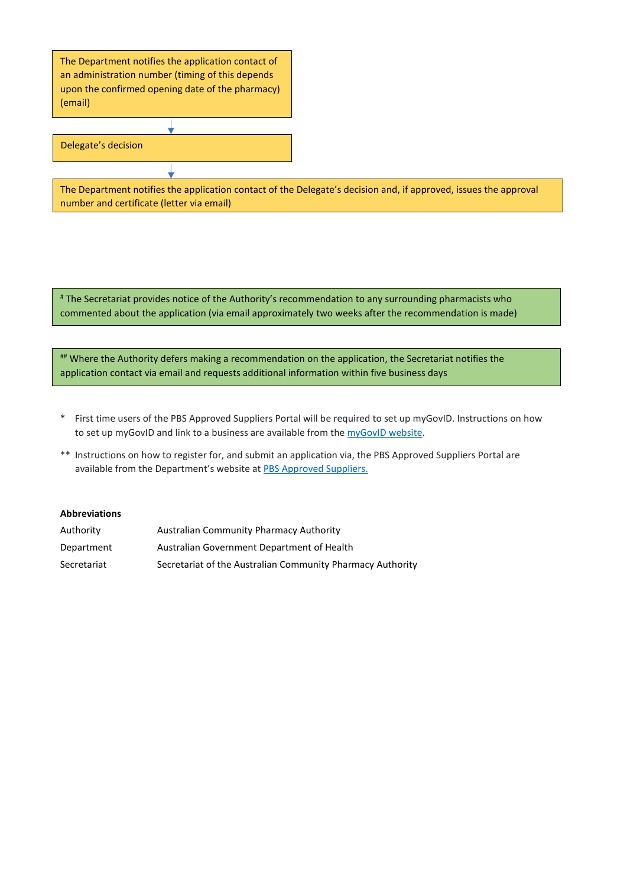The Department notifies the application contact of an administration number (timing of this depends upon the confirmed opening date of the pharmacy) (email)

↓

Delegate's decision

↓

The Department notifies the application contact of the Delegate's decision and, if approved, issues the approval number and certificate (letter via email)

# The Secretariat provides notice of the Authority's recommendation to any surrounding pharmacists who commented about the application (via email approximately two weeks after the recommendation is made)

## Where the Authority defers making a recommendation on the application, the Secretariat notifies the application contact via email and requests additional information within five business days

\* First time users of the PBS Approved Suppliers Portal will be required to set up myGovID. Instructions on how to set up myGovID and link to a business are available from the [myGovID website](myGovID website).

\*\* Instructions on how to register for, and submit an application via, the PBS Approved Suppliers Portal are available from the Department's website at [PBS Approved Suppliers.](PBS Approved Suppliers)

**Abbreviations**

| | |
|---|---|
| Authority | Australian Community Pharmacy Authority |
| Department | Australian Government Department of Health |
| Secretariat | Secretariat of the Australian Community Pharmacy Authority |